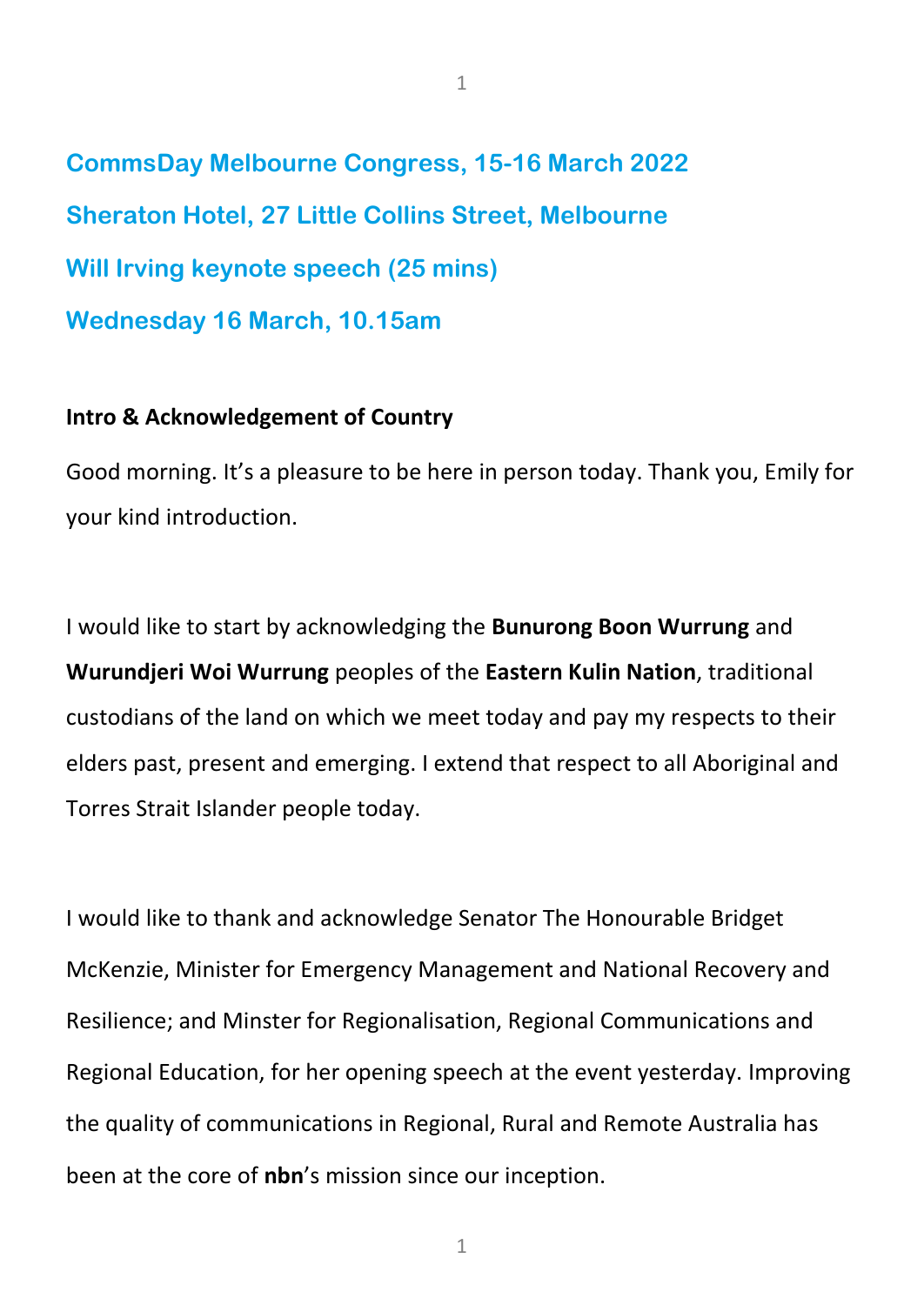# CommsDay Melbourne Congress, 15-16 March 2022

# Sheraton Hotel, 27 Little Collins Street, Melbourne

# Will Irving keynote speech (25 mins)

# Wednesday 16 March, 10.15am

**Intro & Acknowledgement of Country**

Good morning. It's a pleasure to be here in person today. Thank you, Emily for your kind introduction.

I would like to start by acknowledging the **Bunurong Boon Wurrung** and **Wurundjeri Woi Wurrung** peoples of the **Eastern Kulin Nation**, traditional custodians of the land on which we meet today and pay my respects to their elders past, present and emerging. I extend that respect to all Aboriginal and Torres Strait Islander people today.

I would like to thank and acknowledge Senator The Honourable Bridget McKenzie, Minister for Emergency Management and National Recovery and Resilience; and Minster for Regionalisation, Regional Communications and Regional Education, for her opening speech at the event yesterday. Improving the quality of communications in Regional, Rural and Remote Australia has been at the core of **nbn**'s mission since our inception.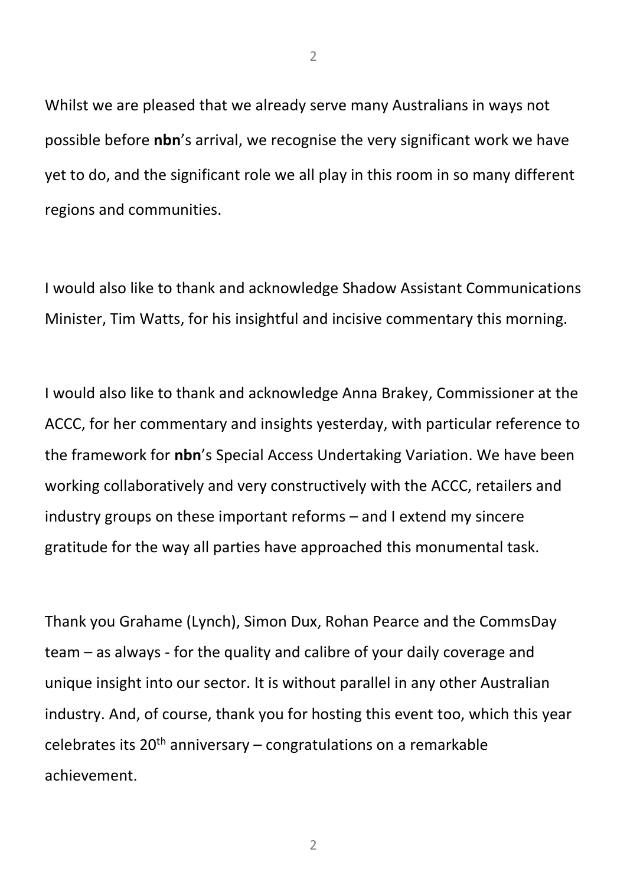Whilst we are pleased that we already serve many Australians in ways not possible before **nbn**'s arrival, we recognise the very significant work we have yet to do, and the significant role we all play in this room in so many different regions and communities.

I would also like to thank and acknowledge Shadow Assistant Communications Minister, Tim Watts, for his insightful and incisive commentary this morning.

I would also like to thank and acknowledge Anna Brakey, Commissioner at the ACCC, for her commentary and insights yesterday, with particular reference to the framework for **nbn**'s Special Access Undertaking Variation. We have been working collaboratively and very constructively with the ACCC, retailers and industry groups on these important reforms – and I extend my sincere gratitude for the way all parties have approached this monumental task.

Thank you Grahame (Lynch), Simon Dux, Rohan Pearce and the CommsDay team – as always - for the quality and calibre of your daily coverage and unique insight into our sector. It is without parallel in any other Australian industry. And, of course, thank you for hosting this event too, which this year celebrates its 20th anniversary – congratulations on a remarkable achievement.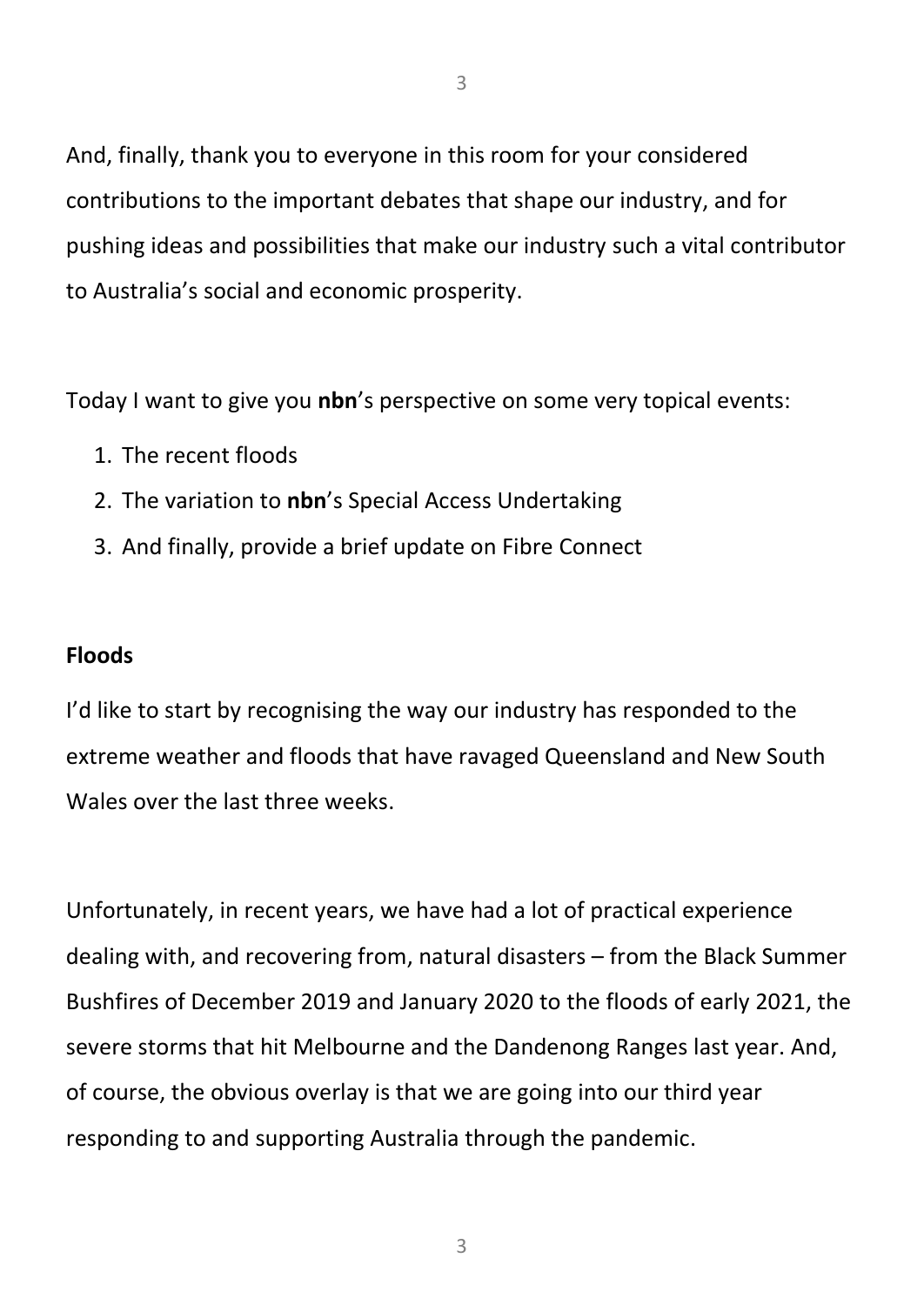And, finally, thank you to everyone in this room for your considered contributions to the important debates that shape our industry, and for pushing ideas and possibilities that make our industry such a vital contributor to Australia's social and economic prosperity.

Today I want to give you **nbn**'s perspective on some very topical events:

1. The recent floods
2. The variation to **nbn**'s Special Access Undertaking
3. And finally, provide a brief update on Fibre Connect

**Floods**

I'd like to start by recognising the way our industry has responded to the extreme weather and floods that have ravaged Queensland and New South Wales over the last three weeks.

Unfortunately, in recent years, we have had a lot of practical experience dealing with, and recovering from, natural disasters – from the Black Summer Bushfires of December 2019 and January 2020 to the floods of early 2021, the severe storms that hit Melbourne and the Dandenong Ranges last year. And, of course, the obvious overlay is that we are going into our third year responding to and supporting Australia through the pandemic.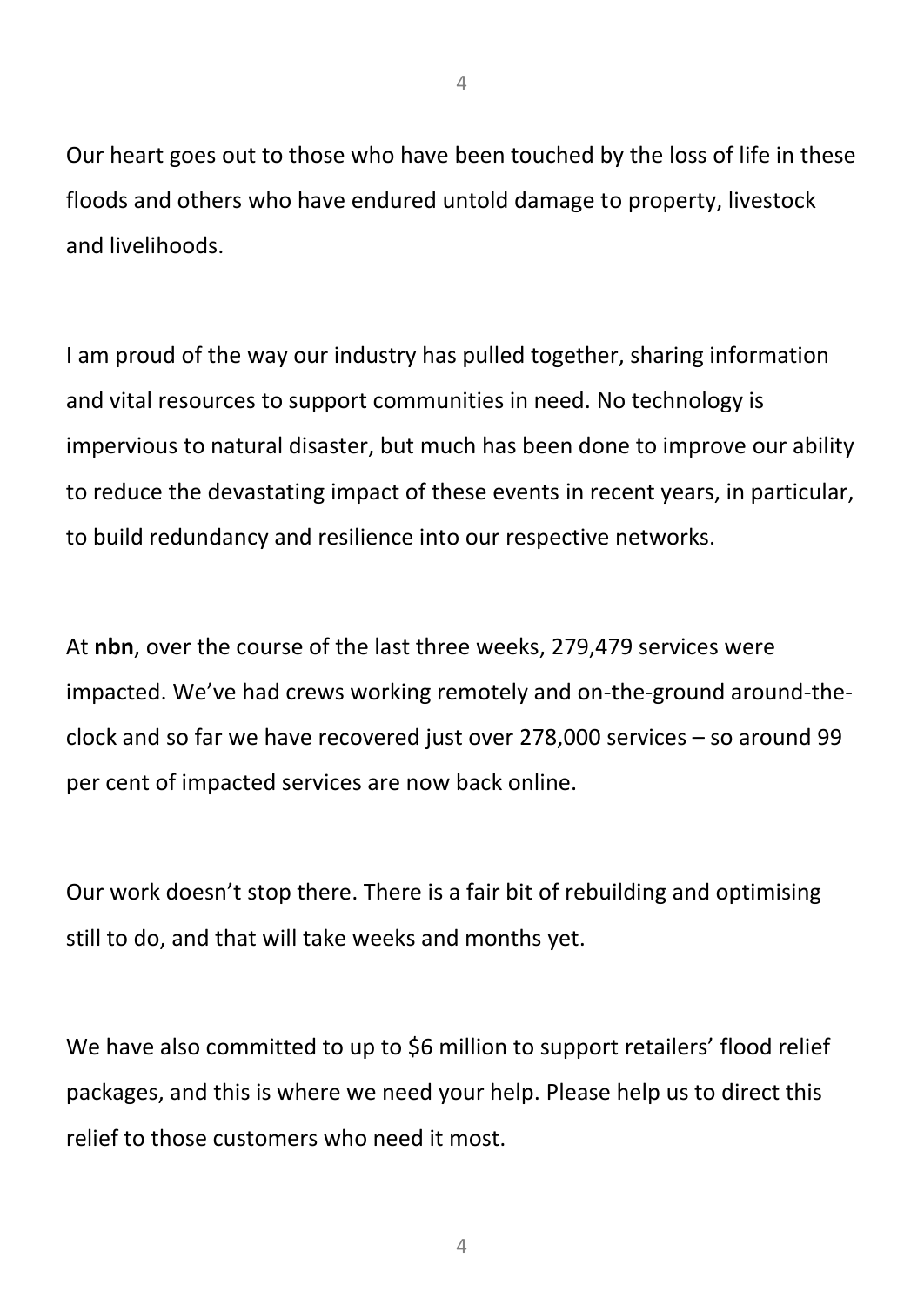Our heart goes out to those who have been touched by the loss of life in these floods and others who have endured untold damage to property, livestock and livelihoods.

I am proud of the way our industry has pulled together, sharing information and vital resources to support communities in need. No technology is impervious to natural disaster, but much has been done to improve our ability to reduce the devastating impact of these events in recent years, in particular, to build redundancy and resilience into our respective networks.

At **nbn**, over the course of the last three weeks, 279,479 services were impacted. We've had crews working remotely and on-the-ground around-the-clock and so far we have recovered just over 278,000 services – so around 99 per cent of impacted services are now back online.

Our work doesn't stop there. There is a fair bit of rebuilding and optimising still to do, and that will take weeks and months yet.

We have also committed to up to $6 million to support retailers' flood relief packages, and this is where we need your help. Please help us to direct this relief to those customers who need it most.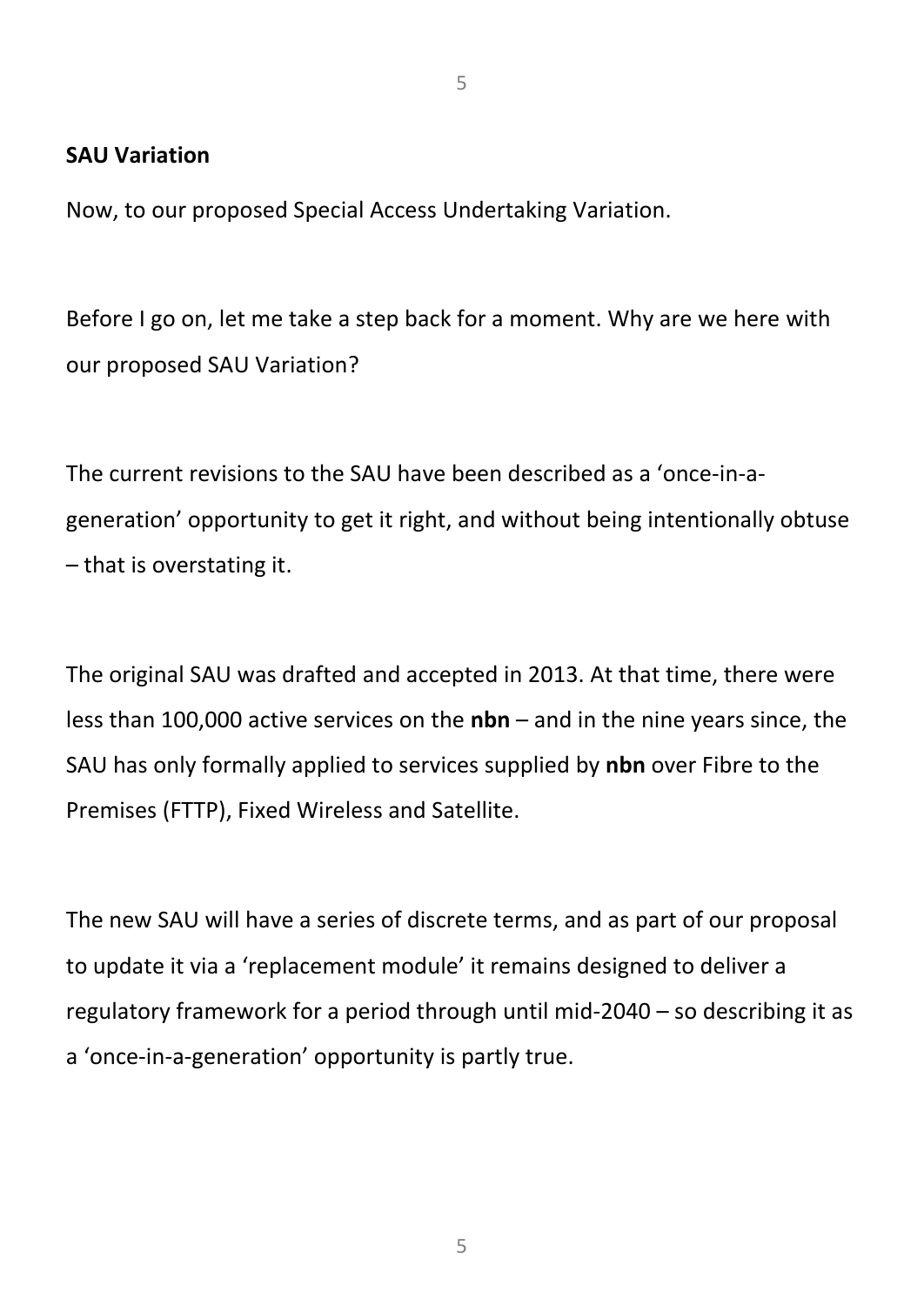**SAU Variation**

Now, to our proposed Special Access Undertaking Variation.

Before I go on, let me take a step back for a moment. Why are we here with our proposed SAU Variation?

The current revisions to the SAU have been described as a 'once-in-a-generation' opportunity to get it right, and without being intentionally obtuse – that is overstating it.

The original SAU was drafted and accepted in 2013. At that time, there were less than 100,000 active services on the **nbn** – and in the nine years since, the SAU has only formally applied to services supplied by **nbn** over Fibre to the Premises (FTTP), Fixed Wireless and Satellite.

The new SAU will have a series of discrete terms, and as part of our proposal to update it via a 'replacement module' it remains designed to deliver a regulatory framework for a period through until mid-2040 – so describing it as a 'once-in-a-generation' opportunity is partly true.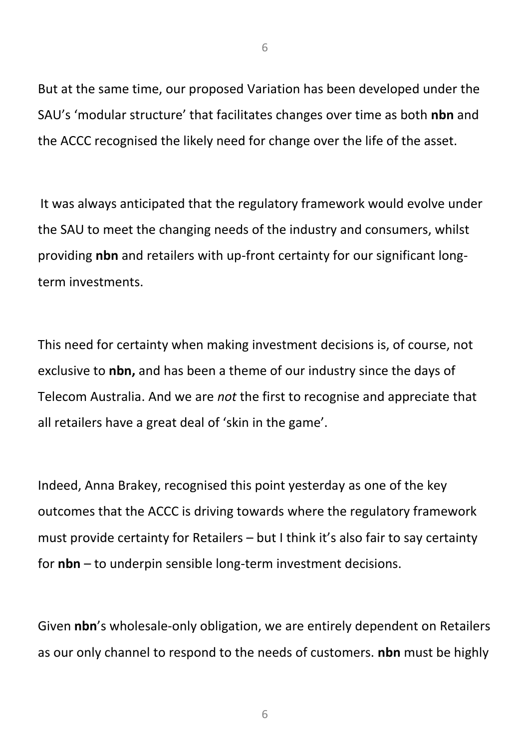But at the same time, our proposed Variation has been developed under the SAU's 'modular structure' that facilitates changes over time as both **nbn** and the ACCC recognised the likely need for change over the life of the asset.

It was always anticipated that the regulatory framework would evolve under the SAU to meet the changing needs of the industry and consumers, whilst providing **nbn** and retailers with up-front certainty for our significant long-term investments.

This need for certainty when making investment decisions is, of course, not exclusive to **nbn,** and has been a theme of our industry since the days of Telecom Australia. And we are *not* the first to recognise and appreciate that all retailers have a great deal of 'skin in the game'.

Indeed, Anna Brakey, recognised this point yesterday as one of the key outcomes that the ACCC is driving towards where the regulatory framework must provide certainty for Retailers – but I think it's also fair to say certainty for **nbn** – to underpin sensible long-term investment decisions.

Given **nbn**'s wholesale-only obligation, we are entirely dependent on Retailers as our only channel to respond to the needs of customers. **nbn** must be highly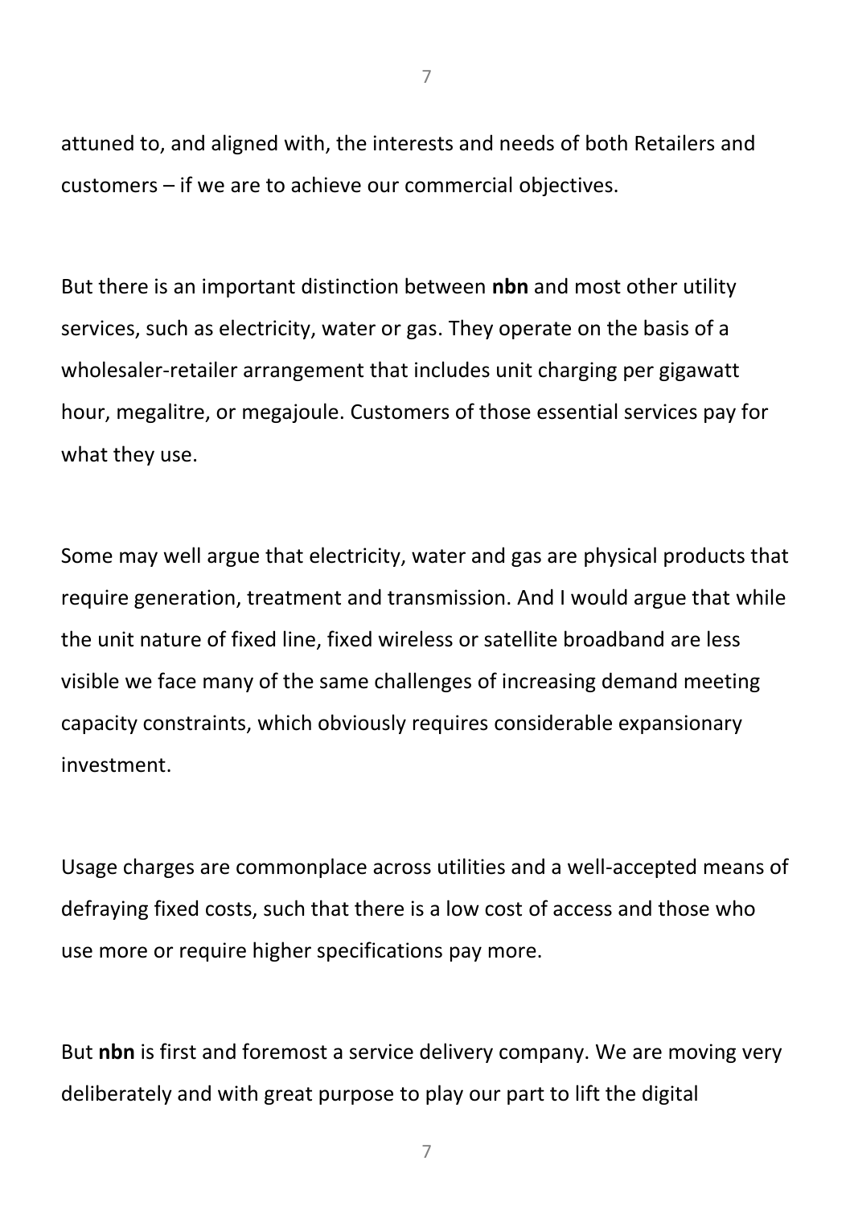attuned to, and aligned with, the interests and needs of both Retailers and customers – if we are to achieve our commercial objectives.

But there is an important distinction between **nbn** and most other utility services, such as electricity, water or gas. They operate on the basis of a wholesaler-retailer arrangement that includes unit charging per gigawatt hour, megalitre, or megajoule. Customers of those essential services pay for what they use.

Some may well argue that electricity, water and gas are physical products that require generation, treatment and transmission. And I would argue that while the unit nature of fixed line, fixed wireless or satellite broadband are less visible we face many of the same challenges of increasing demand meeting capacity constraints, which obviously requires considerable expansionary investment.

Usage charges are commonplace across utilities and a well-accepted means of defraying fixed costs, such that there is a low cost of access and those who use more or require higher specifications pay more.

But **nbn** is first and foremost a service delivery company. We are moving very deliberately and with great purpose to play our part to lift the digital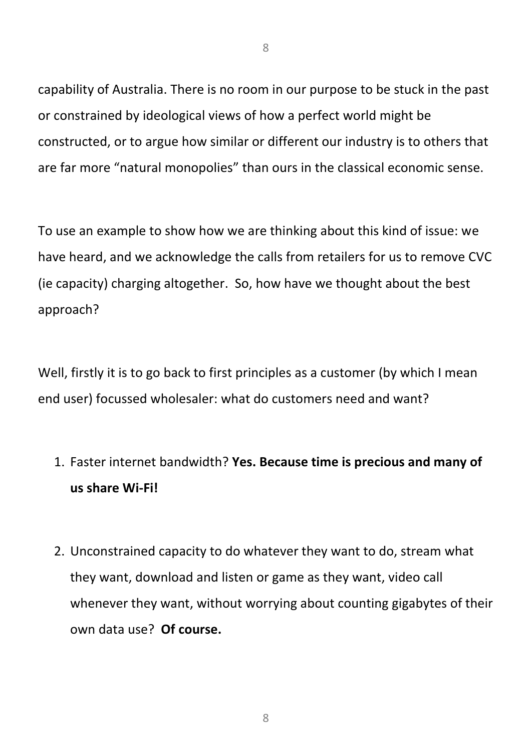capability of Australia. There is no room in our purpose to be stuck in the past or constrained by ideological views of how a perfect world might be constructed, or to argue how similar or different our industry is to others that are far more "natural monopolies" than ours in the classical economic sense.

To use an example to show how we are thinking about this kind of issue: we have heard, and we acknowledge the calls from retailers for us to remove CVC (ie capacity) charging altogether. So, how have we thought about the best approach?

Well, firstly it is to go back to first principles as a customer (by which I mean end user) focussed wholesaler: what do customers need and want?

1. Faster internet bandwidth? **Yes. Because time is precious and many of us share Wi-Fi!**

2. Unconstrained capacity to do whatever they want to do, stream what they want, download and listen or game as they want, video call whenever they want, without worrying about counting gigabytes of their own data use? **Of course.**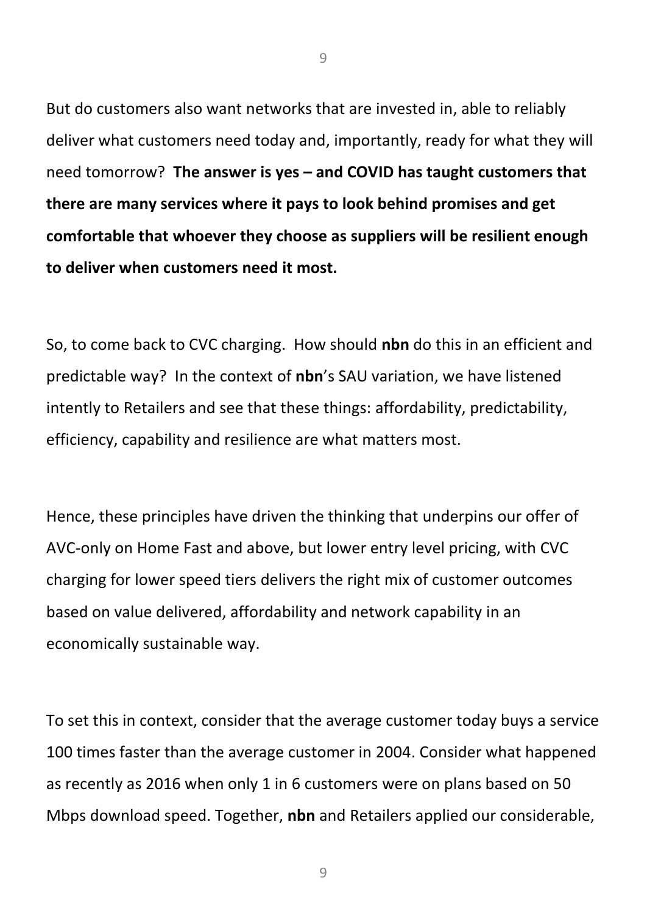But do customers also want networks that are invested in, able to reliably deliver what customers need today and, importantly, ready for what they will need tomorrow? **The answer is yes – and COVID has taught customers that there are many services where it pays to look behind promises and get comfortable that whoever they choose as suppliers will be resilient enough to deliver when customers need it most.**

So, to come back to CVC charging. How should **nbn** do this in an efficient and predictable way? In the context of **nbn**'s SAU variation, we have listened intently to Retailers and see that these things: affordability, predictability, efficiency, capability and resilience are what matters most.

Hence, these principles have driven the thinking that underpins our offer of AVC-only on Home Fast and above, but lower entry level pricing, with CVC charging for lower speed tiers delivers the right mix of customer outcomes based on value delivered, affordability and network capability in an economically sustainable way.

To set this in context, consider that the average customer today buys a service 100 times faster than the average customer in 2004. Consider what happened as recently as 2016 when only 1 in 6 customers were on plans based on 50 Mbps download speed. Together, **nbn** and Retailers applied our considerable,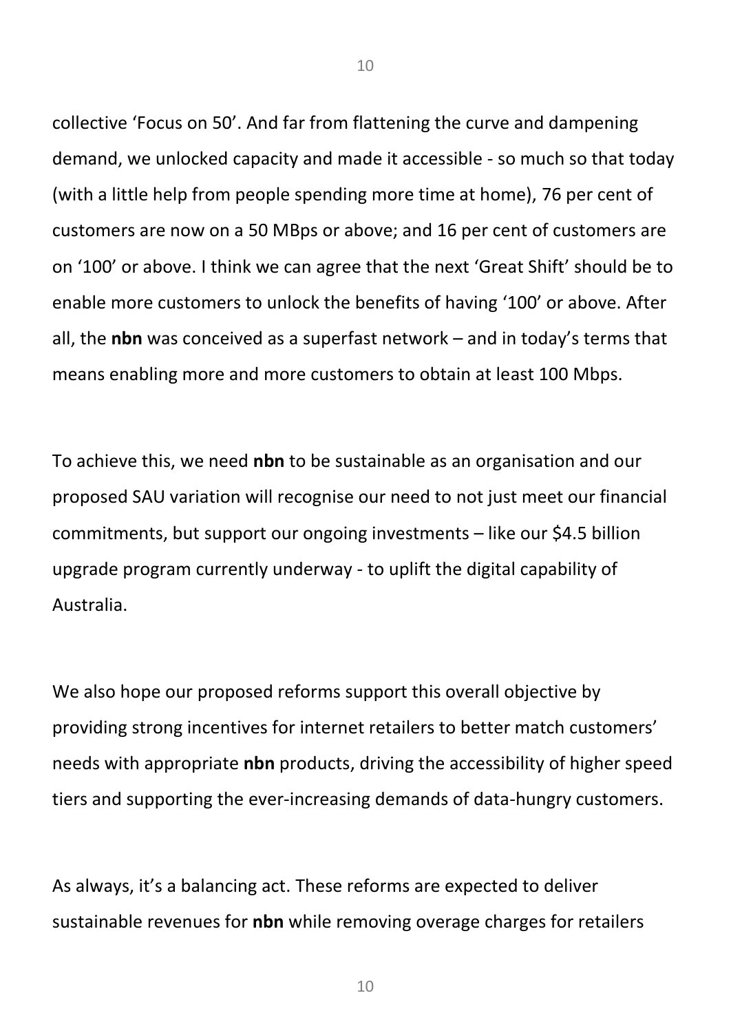collective 'Focus on 50'. And far from flattening the curve and dampening demand, we unlocked capacity and made it accessible - so much so that today (with a little help from people spending more time at home), 76 per cent of customers are now on a 50 MBps or above; and 16 per cent of customers are on '100' or above. I think we can agree that the next 'Great Shift' should be to enable more customers to unlock the benefits of having '100' or above. After all, the **nbn** was conceived as a superfast network – and in today's terms that means enabling more and more customers to obtain at least 100 Mbps.

To achieve this, we need **nbn** to be sustainable as an organisation and our proposed SAU variation will recognise our need to not just meet our financial commitments, but support our ongoing investments – like our $4.5 billion upgrade program currently underway - to uplift the digital capability of Australia.

We also hope our proposed reforms support this overall objective by providing strong incentives for internet retailers to better match customers' needs with appropriate **nbn** products, driving the accessibility of higher speed tiers and supporting the ever-increasing demands of data-hungry customers.

As always, it's a balancing act. These reforms are expected to deliver sustainable revenues for **nbn** while removing overage charges for retailers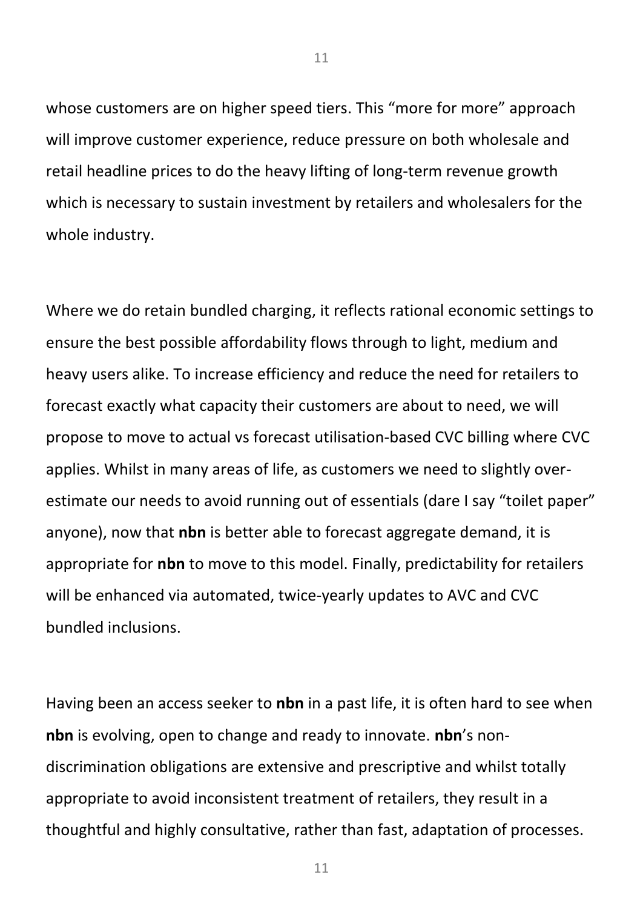whose customers are on higher speed tiers. This “more for more” approach will improve customer experience, reduce pressure on both wholesale and retail headline prices to do the heavy lifting of long-term revenue growth which is necessary to sustain investment by retailers and wholesalers for the whole industry.

Where we do retain bundled charging, it reflects rational economic settings to ensure the best possible affordability flows through to light, medium and heavy users alike. To increase efficiency and reduce the need for retailers to forecast exactly what capacity their customers are about to need, we will propose to move to actual vs forecast utilisation-based CVC billing where CVC applies. Whilst in many areas of life, as customers we need to slightly over-estimate our needs to avoid running out of essentials (dare I say “toilet paper” anyone), now that **nbn** is better able to forecast aggregate demand, it is appropriate for **nbn** to move to this model. Finally, predictability for retailers will be enhanced via automated, twice-yearly updates to AVC and CVC bundled inclusions.

Having been an access seeker to **nbn** in a past life, it is often hard to see when **nbn** is evolving, open to change and ready to innovate. **nbn**’s non-discrimination obligations are extensive and prescriptive and whilst totally appropriate to avoid inconsistent treatment of retailers, they result in a thoughtful and highly consultative, rather than fast, adaptation of processes.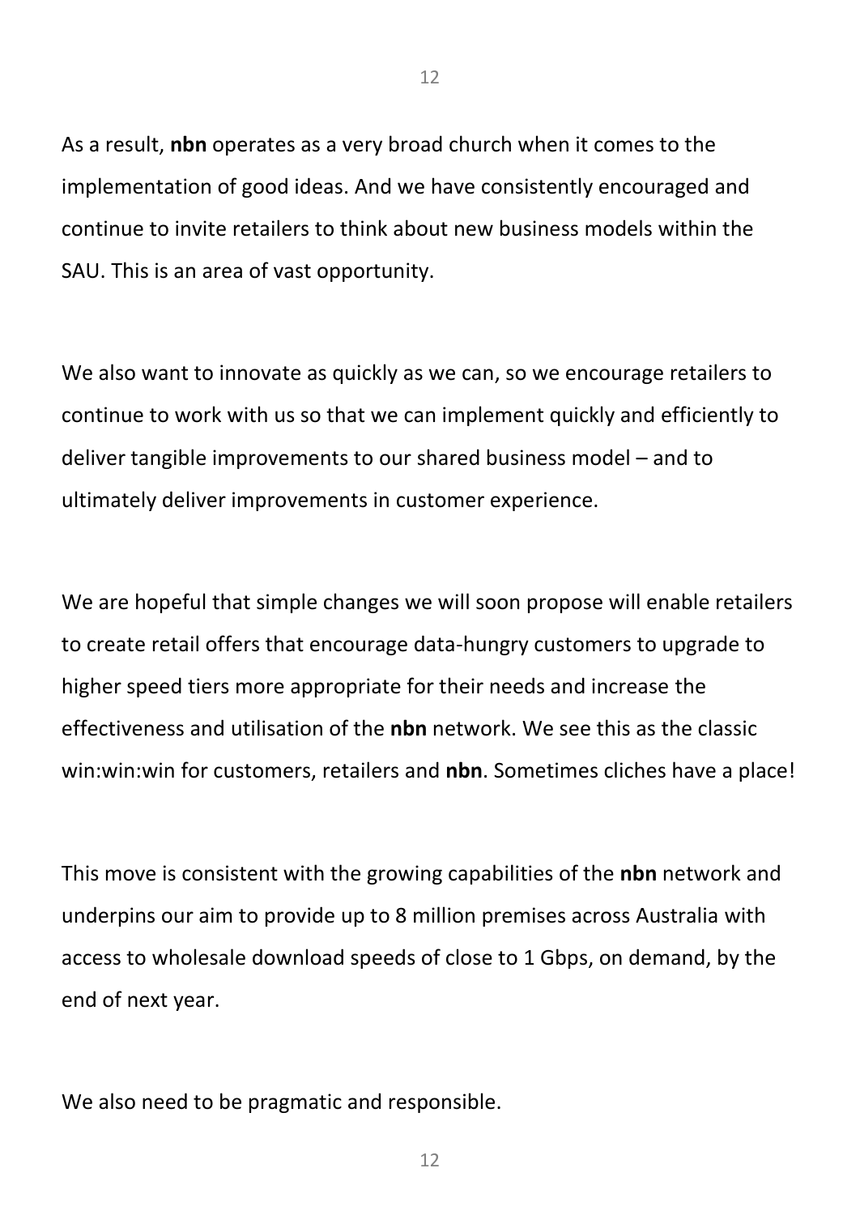As a result, **nbn** operates as a very broad church when it comes to the implementation of good ideas. And we have consistently encouraged and continue to invite retailers to think about new business models within the SAU. This is an area of vast opportunity.

We also want to innovate as quickly as we can, so we encourage retailers to continue to work with us so that we can implement quickly and efficiently to deliver tangible improvements to our shared business model – and to ultimately deliver improvements in customer experience.

We are hopeful that simple changes we will soon propose will enable retailers to create retail offers that encourage data-hungry customers to upgrade to higher speed tiers more appropriate for their needs and increase the effectiveness and utilisation of the **nbn** network. We see this as the classic win:win:win for customers, retailers and **nbn**. Sometimes cliches have a place!

This move is consistent with the growing capabilities of the **nbn** network and underpins our aim to provide up to 8 million premises across Australia with access to wholesale download speeds of close to 1 Gbps, on demand, by the end of next year.

We also need to be pragmatic and responsible.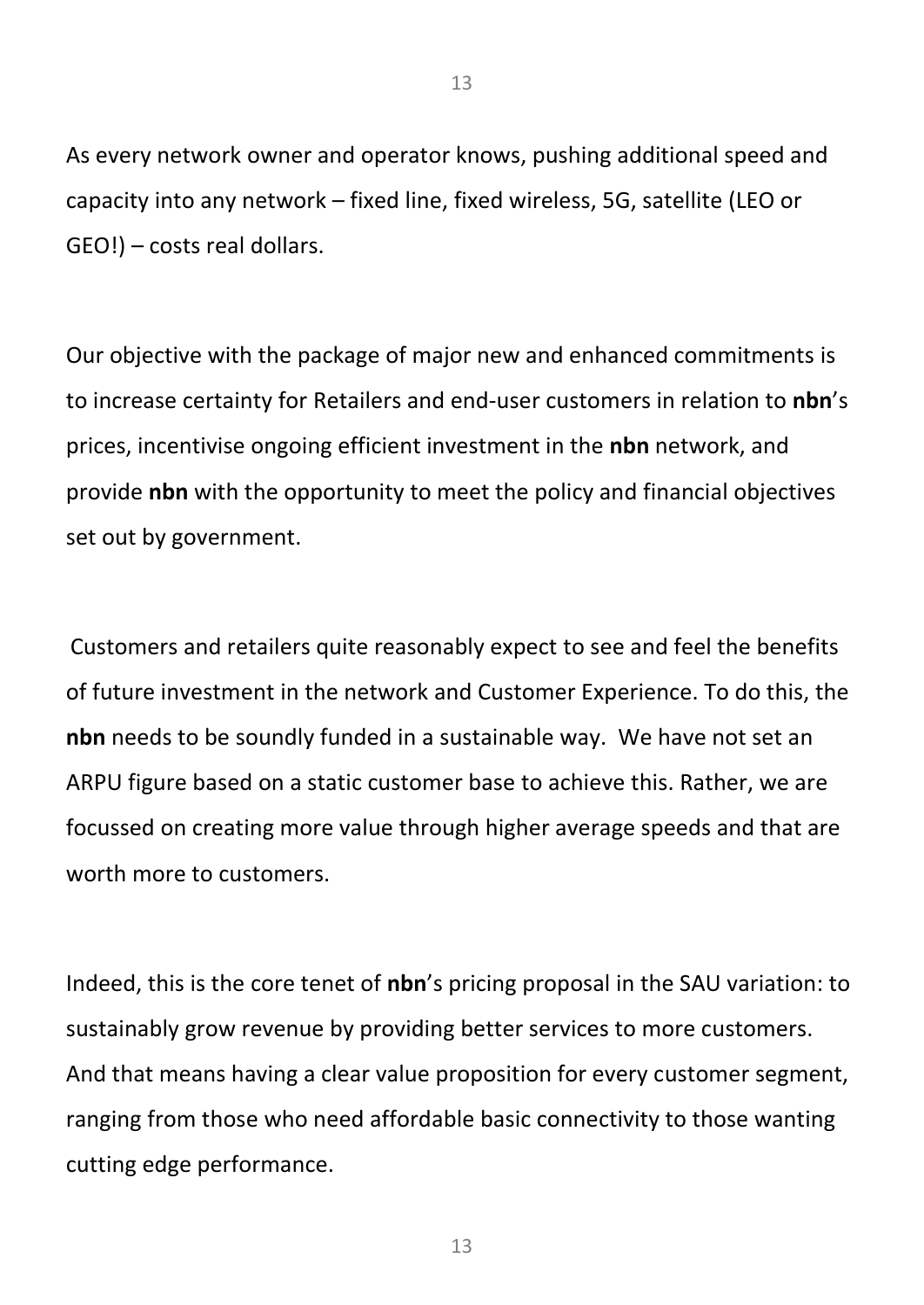As every network owner and operator knows, pushing additional speed and capacity into any network – fixed line, fixed wireless, 5G, satellite (LEO or GEO!) – costs real dollars.

Our objective with the package of major new and enhanced commitments is to increase certainty for Retailers and end-user customers in relation to **nbn**'s prices, incentivise ongoing efficient investment in the **nbn** network, and provide **nbn** with the opportunity to meet the policy and financial objectives set out by government.

Customers and retailers quite reasonably expect to see and feel the benefits of future investment in the network and Customer Experience. To do this, the **nbn** needs to be soundly funded in a sustainable way. We have not set an ARPU figure based on a static customer base to achieve this. Rather, we are focussed on creating more value through higher average speeds and that are worth more to customers.

Indeed, this is the core tenet of **nbn**'s pricing proposal in the SAU variation: to sustainably grow revenue by providing better services to more customers. And that means having a clear value proposition for every customer segment, ranging from those who need affordable basic connectivity to those wanting cutting edge performance.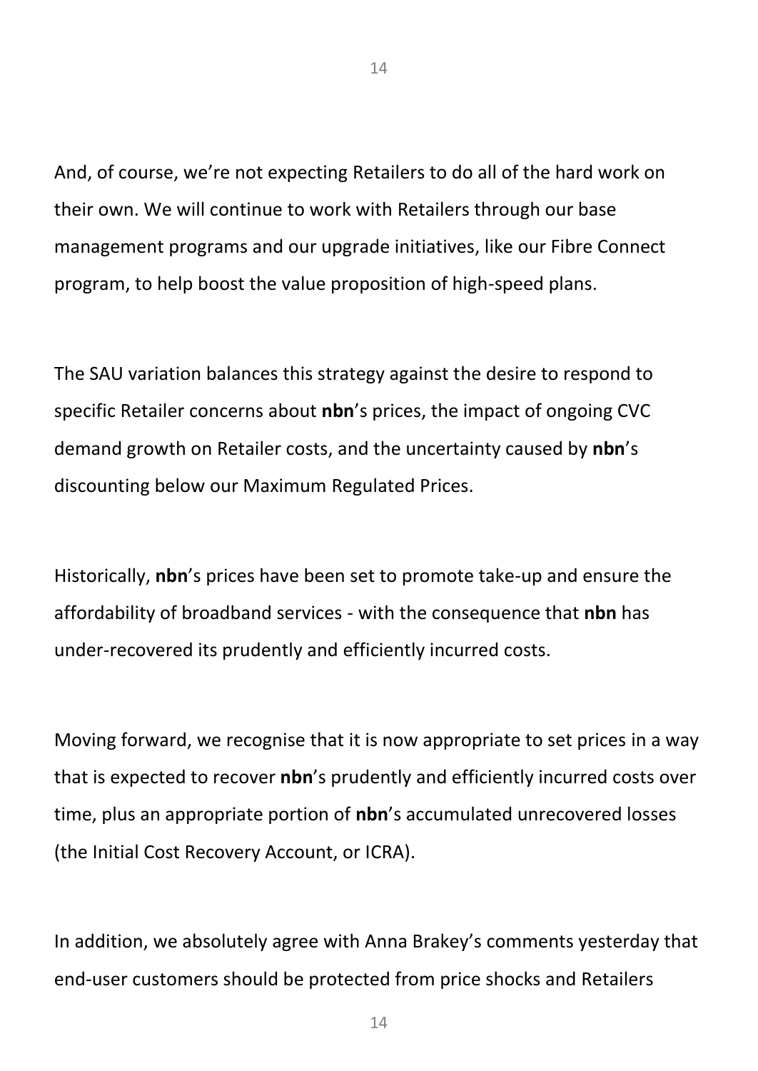And, of course, we're not expecting Retailers to do all of the hard work on their own. We will continue to work with Retailers through our base management programs and our upgrade initiatives, like our Fibre Connect program, to help boost the value proposition of high-speed plans.

The SAU variation balances this strategy against the desire to respond to specific Retailer concerns about **nbn**'s prices, the impact of ongoing CVC demand growth on Retailer costs, and the uncertainty caused by **nbn**'s discounting below our Maximum Regulated Prices.

Historically, **nbn**'s prices have been set to promote take-up and ensure the affordability of broadband services - with the consequence that **nbn** has under-recovered its prudently and efficiently incurred costs.

Moving forward, we recognise that it is now appropriate to set prices in a way that is expected to recover **nbn**'s prudently and efficiently incurred costs over time, plus an appropriate portion of **nbn**'s accumulated unrecovered losses (the Initial Cost Recovery Account, or ICRA).

In addition, we absolutely agree with Anna Brakey's comments yesterday that end-user customers should be protected from price shocks and Retailers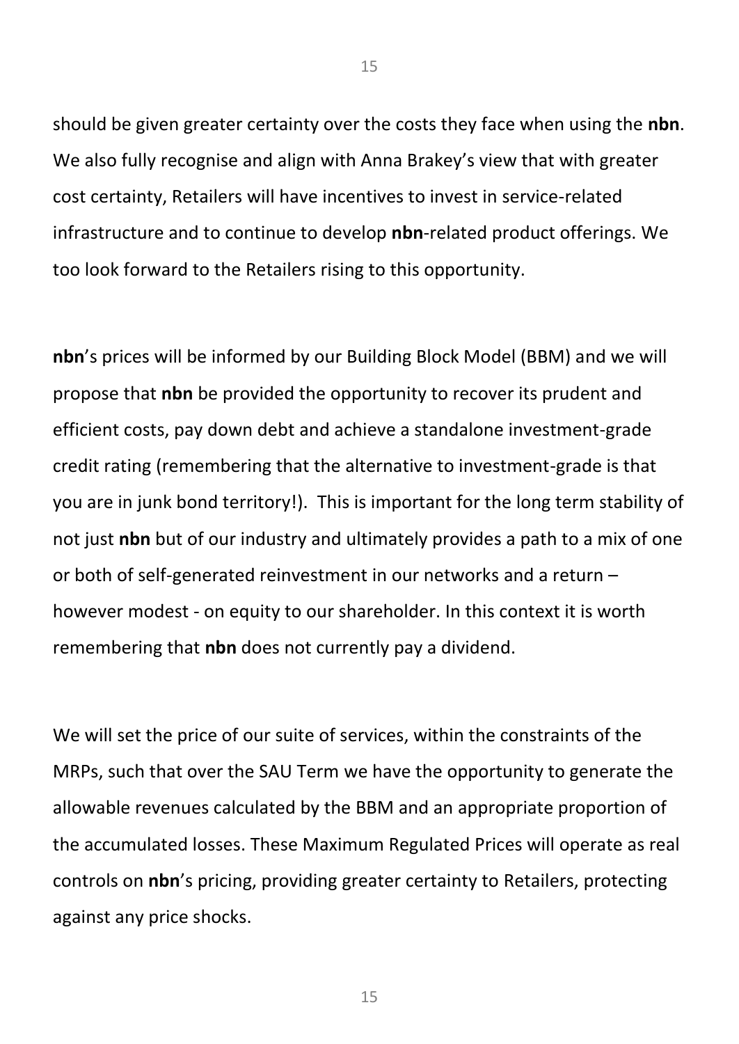should be given greater certainty over the costs they face when using the **nbn**. We also fully recognise and align with Anna Brakey's view that with greater cost certainty, Retailers will have incentives to invest in service-related infrastructure and to continue to develop **nbn**-related product offerings. We too look forward to the Retailers rising to this opportunity.

**nbn**'s prices will be informed by our Building Block Model (BBM) and we will propose that **nbn** be provided the opportunity to recover its prudent and efficient costs, pay down debt and achieve a standalone investment-grade credit rating (remembering that the alternative to investment-grade is that you are in junk bond territory!).  This is important for the long term stability of not just **nbn** but of our industry and ultimately provides a path to a mix of one or both of self-generated reinvestment in our networks and a return – however modest - on equity to our shareholder. In this context it is worth remembering that **nbn** does not currently pay a dividend.

We will set the price of our suite of services, within the constraints of the MRPs, such that over the SAU Term we have the opportunity to generate the allowable revenues calculated by the BBM and an appropriate proportion of the accumulated losses. These Maximum Regulated Prices will operate as real controls on **nbn**'s pricing, providing greater certainty to Retailers, protecting against any price shocks.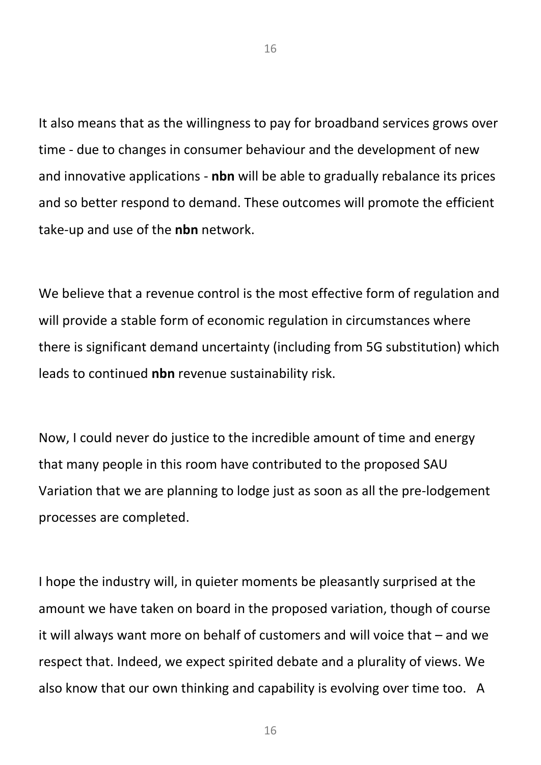It also means that as the willingness to pay for broadband services grows over time - due to changes in consumer behaviour and the development of new and innovative applications - **nbn** will be able to gradually rebalance its prices and so better respond to demand. These outcomes will promote the efficient take-up and use of the **nbn** network.

We believe that a revenue control is the most effective form of regulation and will provide a stable form of economic regulation in circumstances where there is significant demand uncertainty (including from 5G substitution) which leads to continued **nbn** revenue sustainability risk.

Now, I could never do justice to the incredible amount of time and energy that many people in this room have contributed to the proposed SAU Variation that we are planning to lodge just as soon as all the pre-lodgement processes are completed.

I hope the industry will, in quieter moments be pleasantly surprised at the amount we have taken on board in the proposed variation, though of course it will always want more on behalf of customers and will voice that – and we respect that. Indeed, we expect spirited debate and a plurality of views. We also know that our own thinking and capability is evolving over time too. A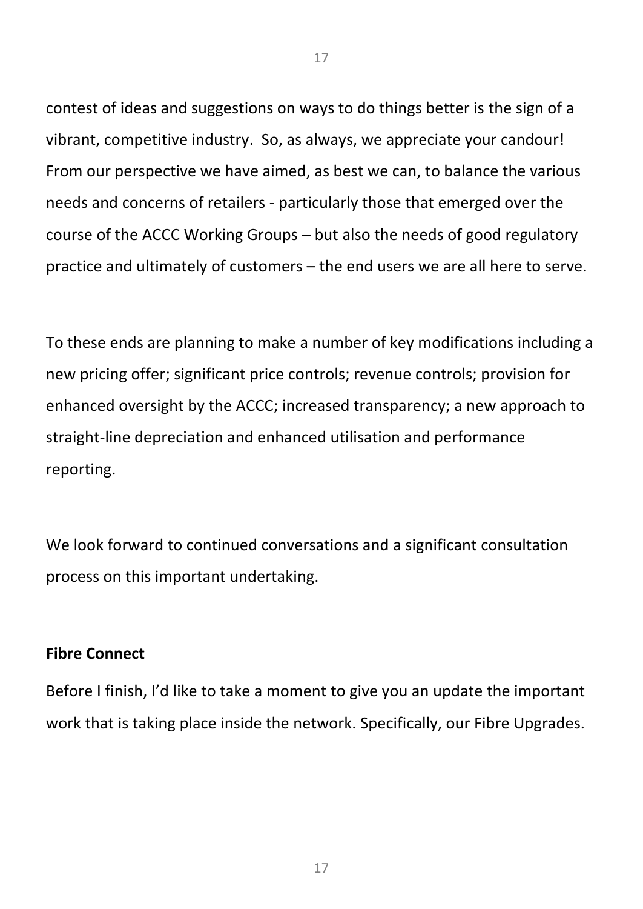contest of ideas and suggestions on ways to do things better is the sign of a vibrant, competitive industry. So, as always, we appreciate your candour! From our perspective we have aimed, as best we can, to balance the various needs and concerns of retailers - particularly those that emerged over the course of the ACCC Working Groups – but also the needs of good regulatory practice and ultimately of customers – the end users we are all here to serve.

To these ends are planning to make a number of key modifications including a new pricing offer; significant price controls; revenue controls; provision for enhanced oversight by the ACCC; increased transparency; a new approach to straight-line depreciation and enhanced utilisation and performance reporting.

We look forward to continued conversations and a significant consultation process on this important undertaking.

**Fibre Connect**

Before I finish, I'd like to take a moment to give you an update the important work that is taking place inside the network. Specifically, our Fibre Upgrades.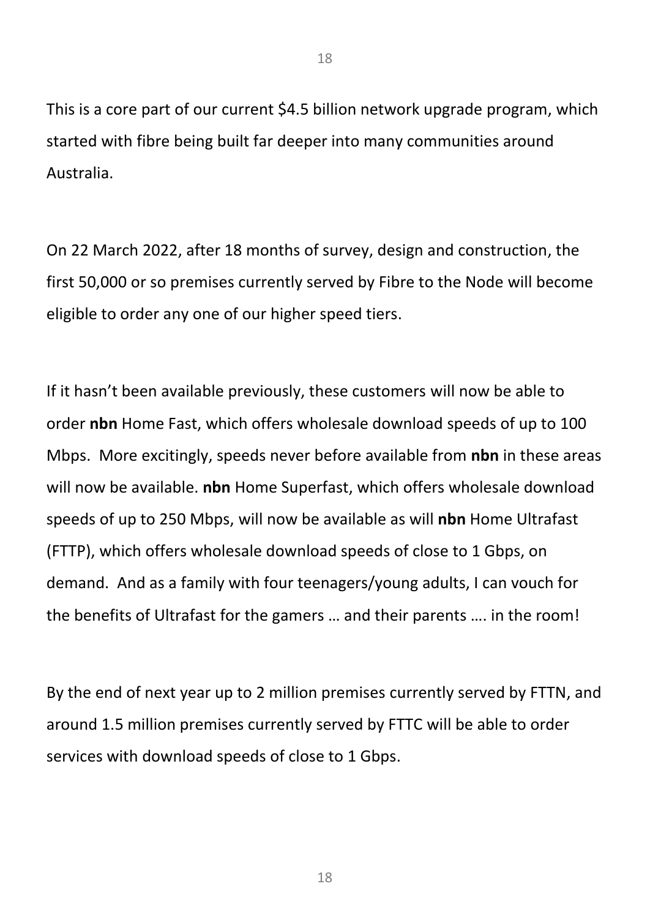This is a core part of our current $4.5 billion network upgrade program, which started with fibre being built far deeper into many communities around Australia.

On 22 March 2022, after 18 months of survey, design and construction, the first 50,000 or so premises currently served by Fibre to the Node will become eligible to order any one of our higher speed tiers.

If it hasn't been available previously, these customers will now be able to order **nbn** Home Fast, which offers wholesale download speeds of up to 100 Mbps. More excitingly, speeds never before available from **nbn** in these areas will now be available. **nbn** Home Superfast, which offers wholesale download speeds of up to 250 Mbps, will now be available as will **nbn** Home Ultrafast (FTTP), which offers wholesale download speeds of close to 1 Gbps, on demand. And as a family with four teenagers/young adults, I can vouch for the benefits of Ultrafast for the gamers … and their parents …. in the room!

By the end of next year up to 2 million premises currently served by FTTN, and around 1.5 million premises currently served by FTTC will be able to order services with download speeds of close to 1 Gbps.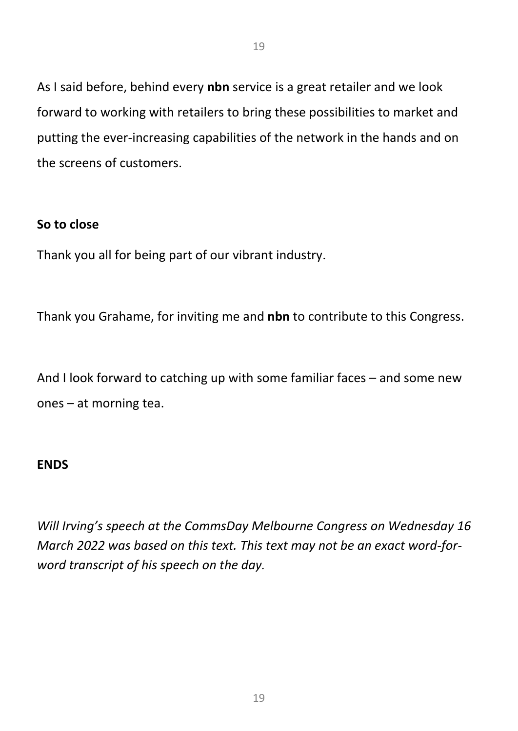As I said before, behind every **nbn** service is a great retailer and we look forward to working with retailers to bring these possibilities to market and putting the ever-increasing capabilities of the network in the hands and on the screens of customers.

**So to close**

Thank you all for being part of our vibrant industry.

Thank you Grahame, for inviting me and **nbn** to contribute to this Congress.

And I look forward to catching up with some familiar faces – and some new ones – at morning tea.

**ENDS**

*Will Irving's speech at the CommsDay Melbourne Congress on Wednesday 16 March 2022 was based on this text. This text may not be an exact word-for-word transcript of his speech on the day.*